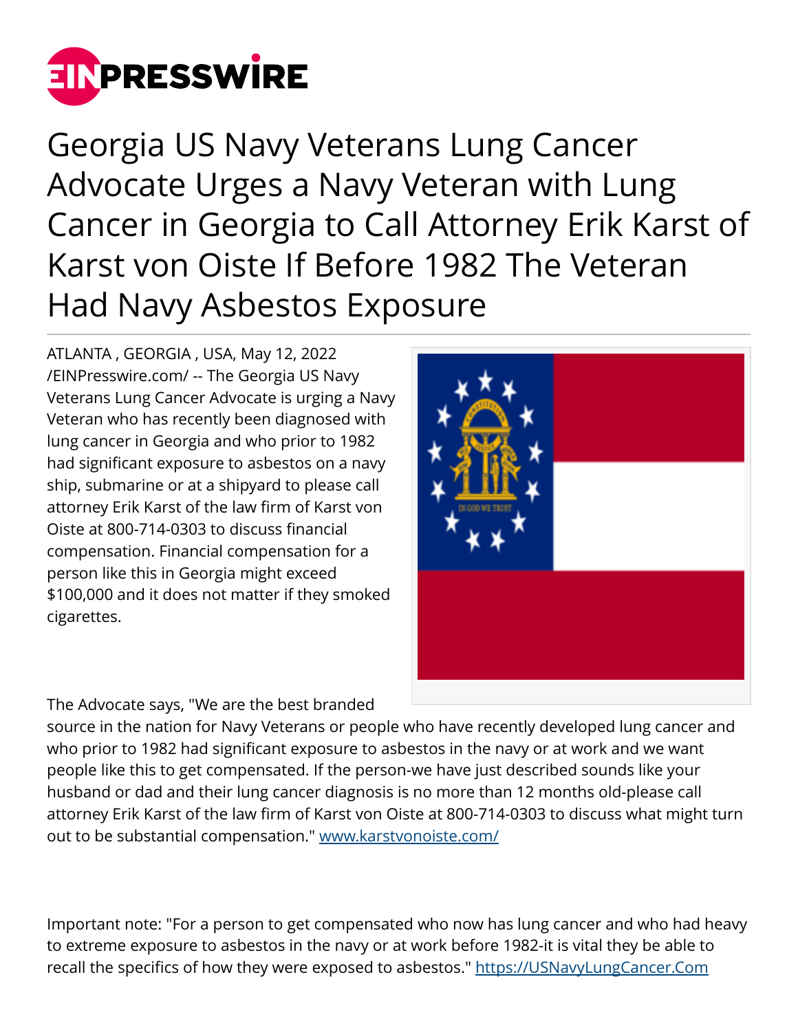# Georgia US Navy Veterans Lung Cancer Advocate Urges a Navy Veteran with Lung Cancer in Georgia to Call Attorney Erik Karst of Karst von Oiste If Before 1982 The Veteran Had Navy Asbestos Exposure

ATLANTA , GEORGIA , USA, May 12, 2022 /EINPresswire.com/ -- The Georgia US Navy Veterans Lung Cancer Advocate is urging a Navy Veteran who has recently been diagnosed with lung cancer in Georgia and who prior to 1982 had significant exposure to asbestos on a navy ship, submarine or at a shipyard to please call attorney Erik Karst of the law firm of Karst von Oiste at 800-714-0303 to discuss financial compensation. Financial compensation for a person like this in Georgia might exceed $100,000 and it does not matter if they smoked cigarettes.

The Advocate says, "We are the best branded source in the nation for Navy Veterans or people who have recently developed lung cancer and who prior to 1982 had significant exposure to asbestos in the navy or at work and we want people like this to get compensated. If the person-we have just described sounds like your husband or dad and their lung cancer diagnosis is no more than 12 months old-please call attorney Erik Karst of the law firm of Karst von Oiste at 800-714-0303 to discuss what might turn out to be substantial compensation." www.karstvonoiste.com/

Important note: "For a person to get compensated who now has lung cancer and who had heavy to extreme exposure to asbestos in the navy or at work before 1982-it is vital they be able to recall the specifics of how they were exposed to asbestos." https://USNavyLungCancer.Com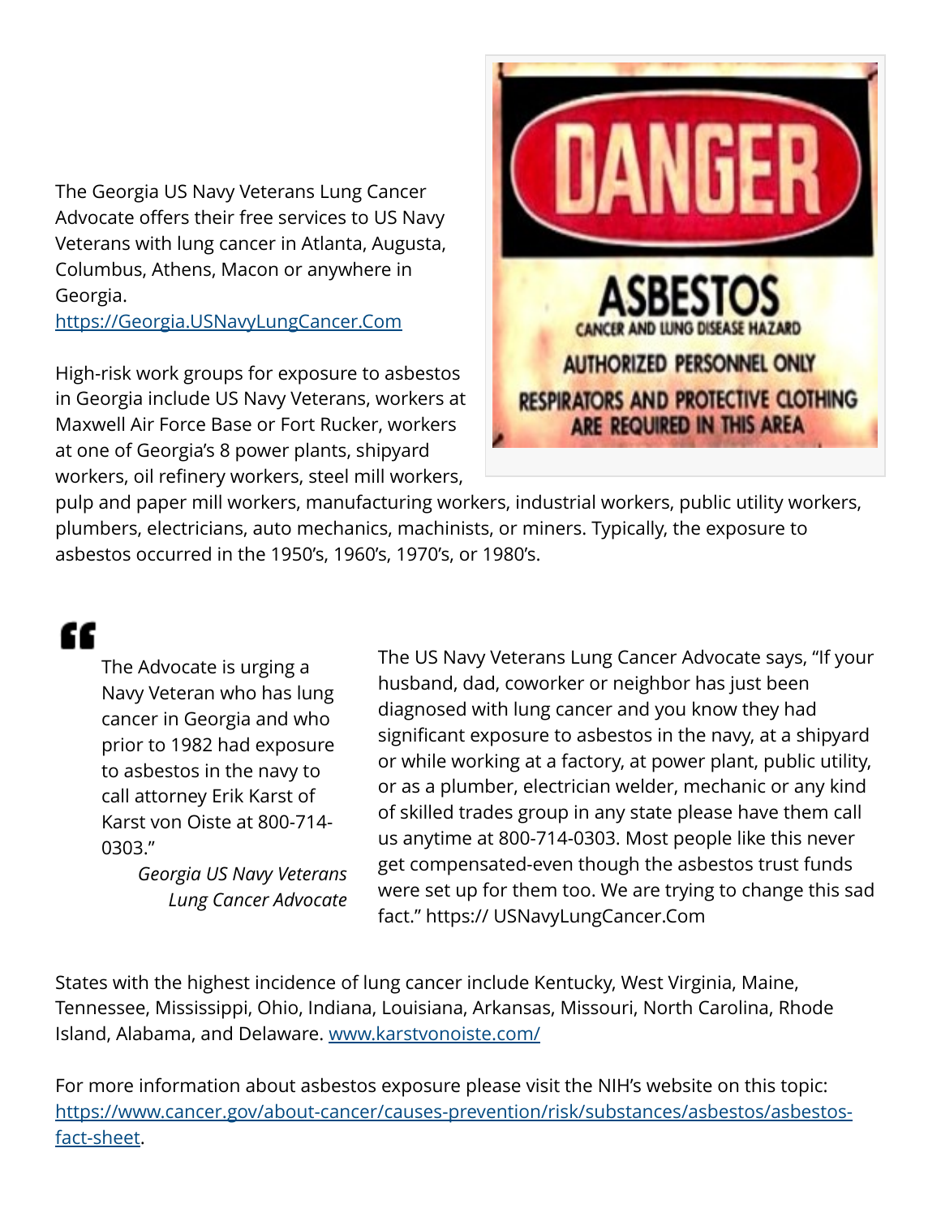The Georgia US Navy Veterans Lung Cancer Advocate offers their free services to US Navy Veterans with lung cancer in Atlanta, Augusta, Columbus, Athens, Macon or anywhere in Georgia.
[https://Georgia.USNavyLungCancer.Com](https://Georgia.USNavyLungCancer.Com)

High-risk work groups for exposure to asbestos in Georgia include US Navy Veterans, workers at Maxwell Air Force Base or Fort Rucker, workers at one of Georgia's 8 power plants, shipyard workers, oil refinery workers, steel mill workers, pulp and paper mill workers, manufacturing workers, industrial workers, public utility workers, plumbers, electricians, auto mechanics, machinists, or miners. Typically, the exposure to asbestos occurred in the 1950's, 1960's, 1970's, or 1980's.

> The Advocate is urging a Navy Veteran who has lung cancer in Georgia and who prior to 1982 had exposure to asbestos in the navy to call attorney Erik Karst of Karst von Oiste at 800-714-0303."
>
> *Georgia US Navy Veterans Lung Cancer Advocate*

The US Navy Veterans Lung Cancer Advocate says, "If your husband, dad, coworker or neighbor has just been diagnosed with lung cancer and you know they had significant exposure to asbestos in the navy, at a shipyard or while working at a factory, at power plant, public utility, or as a plumber, electrician welder, mechanic or any kind of skilled trades group in any state please have them call us anytime at 800-714-0303. Most people like this never get compensated-even though the asbestos trust funds were set up for them too. We are trying to change this sad fact." https:// USNavyLungCancer.Com

States with the highest incidence of lung cancer include Kentucky, West Virginia, Maine, Tennessee, Mississippi, Ohio, Indiana, Louisiana, Arkansas, Missouri, North Carolina, Rhode Island, Alabama, and Delaware. [www.karstvonoiste.com/](www.karstvonoiste.com/)

For more information about asbestos exposure please visit the NIH's website on this topic: [https://www.cancer.gov/about-cancer/causes-prevention/risk/substances/asbestos/asbestos-fact-sheet](https://www.cancer.gov/about-cancer/causes-prevention/risk/substances/asbestos/asbestos-fact-sheet).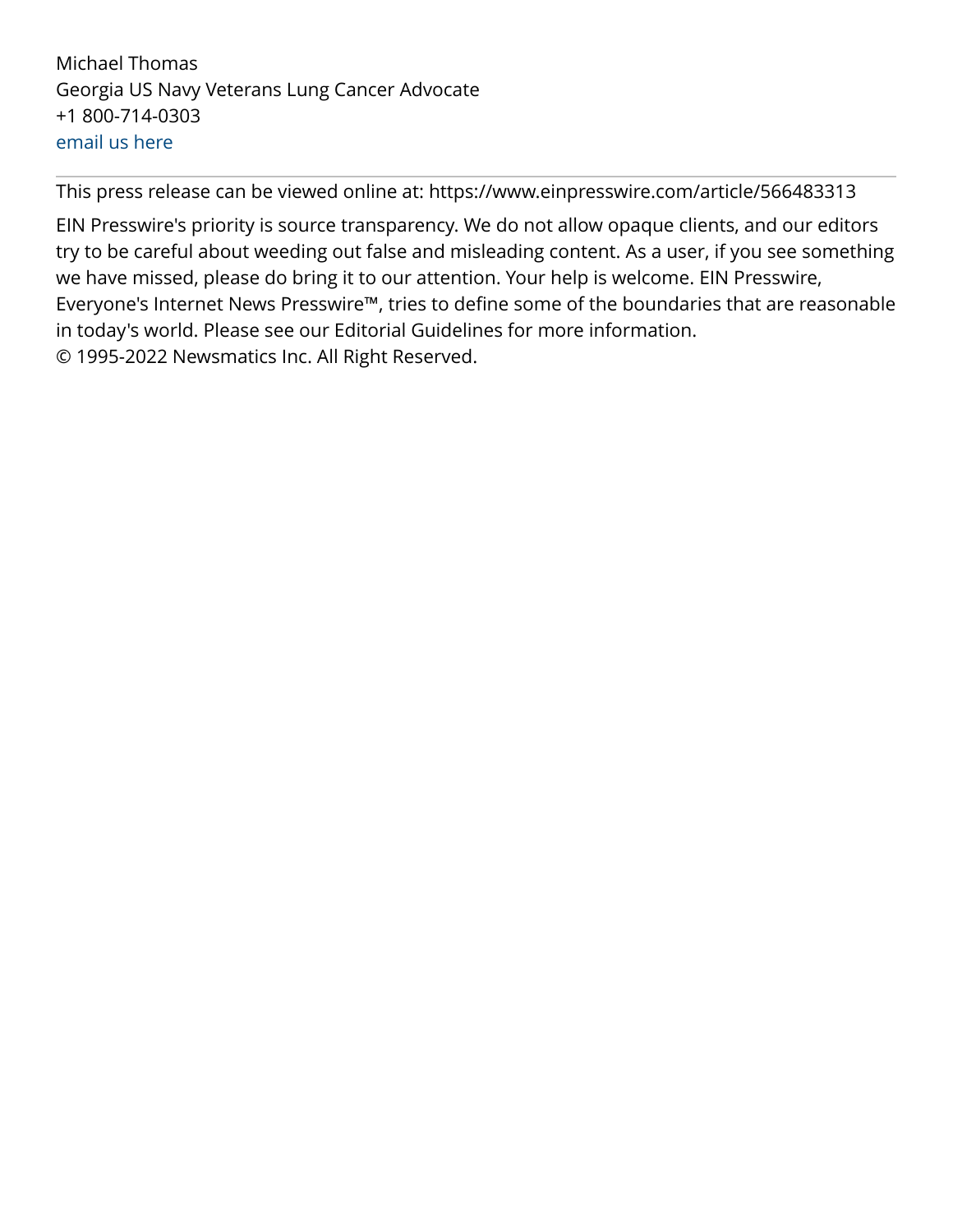Michael Thomas
Georgia US Navy Veterans Lung Cancer Advocate
+1 800-714-0303
email us here

---

This press release can be viewed online at: https://www.einpresswire.com/article/566483313

EIN Presswire's priority is source transparency. We do not allow opaque clients, and our editors try to be careful about weeding out false and misleading content. As a user, if you see something we have missed, please do bring it to our attention. Your help is welcome. EIN Presswire, Everyone's Internet News Presswire™, tries to define some of the boundaries that are reasonable in today's world. Please see our Editorial Guidelines for more information.
© 1995-2022 Newsmatics Inc. All Right Reserved.